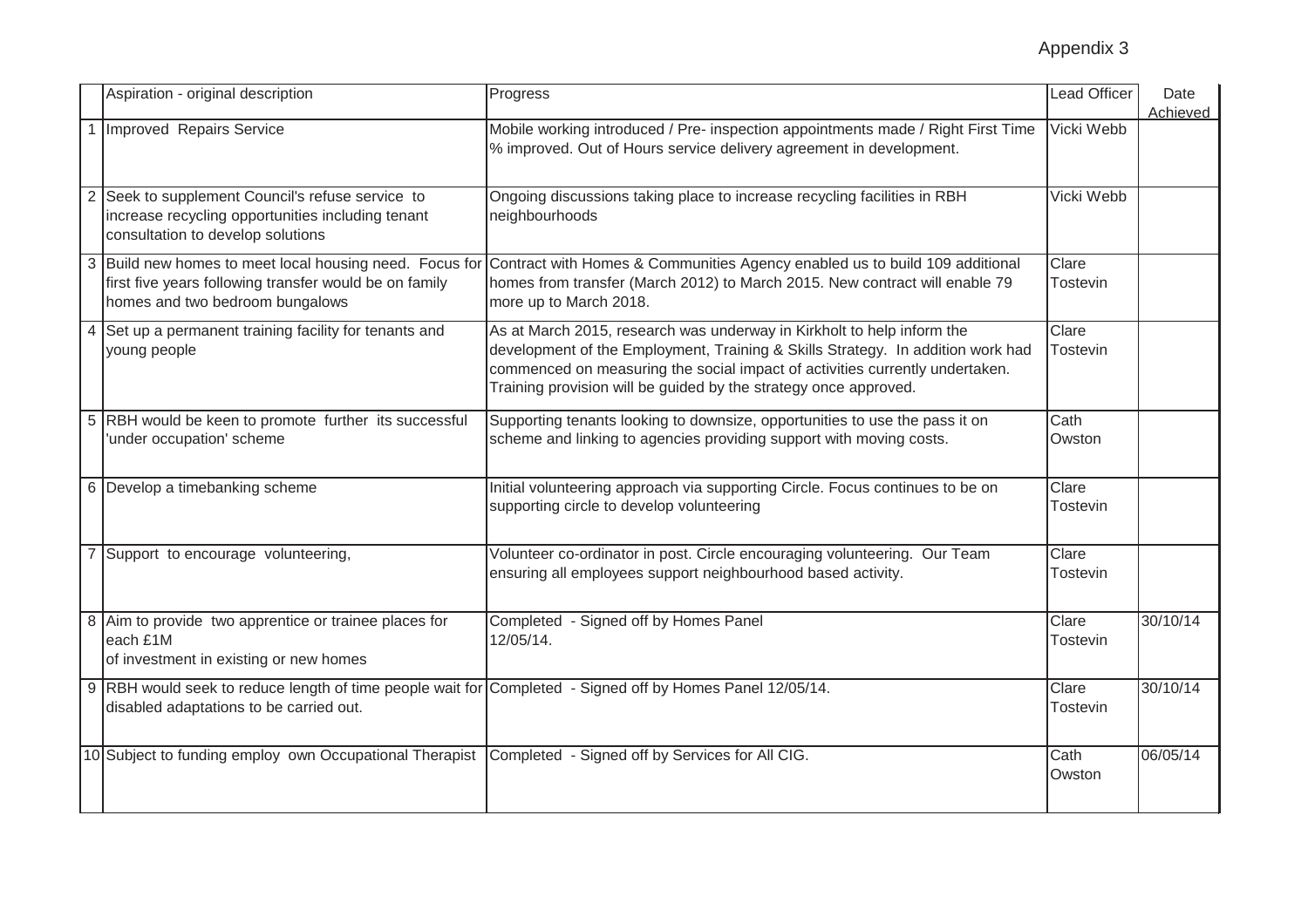Appendix 3

| | Aspiration - original description | Progress | Lead Officer | Date Achieved |
|---|---|---|---|---|
| 1 | Improved Repairs Service | Mobile working introduced / Pre- inspection appointments made / Right First Time % improved. Out of Hours service delivery agreement in development. | Vicki Webb | |
| 2 | Seek to supplement Council's refuse service to increase recycling opportunities including tenant consultation to develop solutions | Ongoing discussions taking place to increase recycling facilities in RBH neighbourhoods | Vicki Webb | |
| 3 | Build new homes to meet local housing need. Focus for first five years following transfer would be on family homes and two bedroom bungalows | Contract with Homes & Communities Agency enabled us to build 109 additional homes from transfer (March 2012) to March 2015. New contract will enable 79 more up to March 2018. | Clare Tostevin | |
| 4 | Set up a permanent training facility for tenants and young people | As at March 2015, research was underway in Kirkholt to help inform the development of the Employment, Training & Skills Strategy. In addition work had commenced on measuring the social impact of activities currently undertaken. Training provision will be guided by the strategy once approved. | Clare Tostevin | |
| 5 | RBH would be keen to promote further its successful 'under occupation' scheme | Supporting tenants looking to downsize, opportunities to use the pass it on scheme and linking to agencies providing support with moving costs. | Cath Owston | |
| 6 | Develop a timebanking scheme | Initial volunteering approach via supporting Circle. Focus continues to be on supporting circle to develop volunteering | Clare Tostevin | |
| 7 | Support to encourage volunteering, | Volunteer co-ordinator in post. Circle encouraging volunteering. Our Team ensuring all employees support neighbourhood based activity. | Clare Tostevin | |
| 8 | Aim to provide two apprentice or trainee places for each £1M of investment in existing or new homes | Completed - Signed off by Homes Panel 12/05/14. | Clare Tostevin | 30/10/14 |
| 9 | RBH would seek to reduce length of time people wait for disabled adaptations to be carried out. | Completed - Signed off by Homes Panel 12/05/14. | Clare Tostevin | 30/10/14 |
| 10 | Subject to funding employ own Occupational Therapist | Completed - Signed off by Services for All CIG. | Cath Owston | 06/05/14 |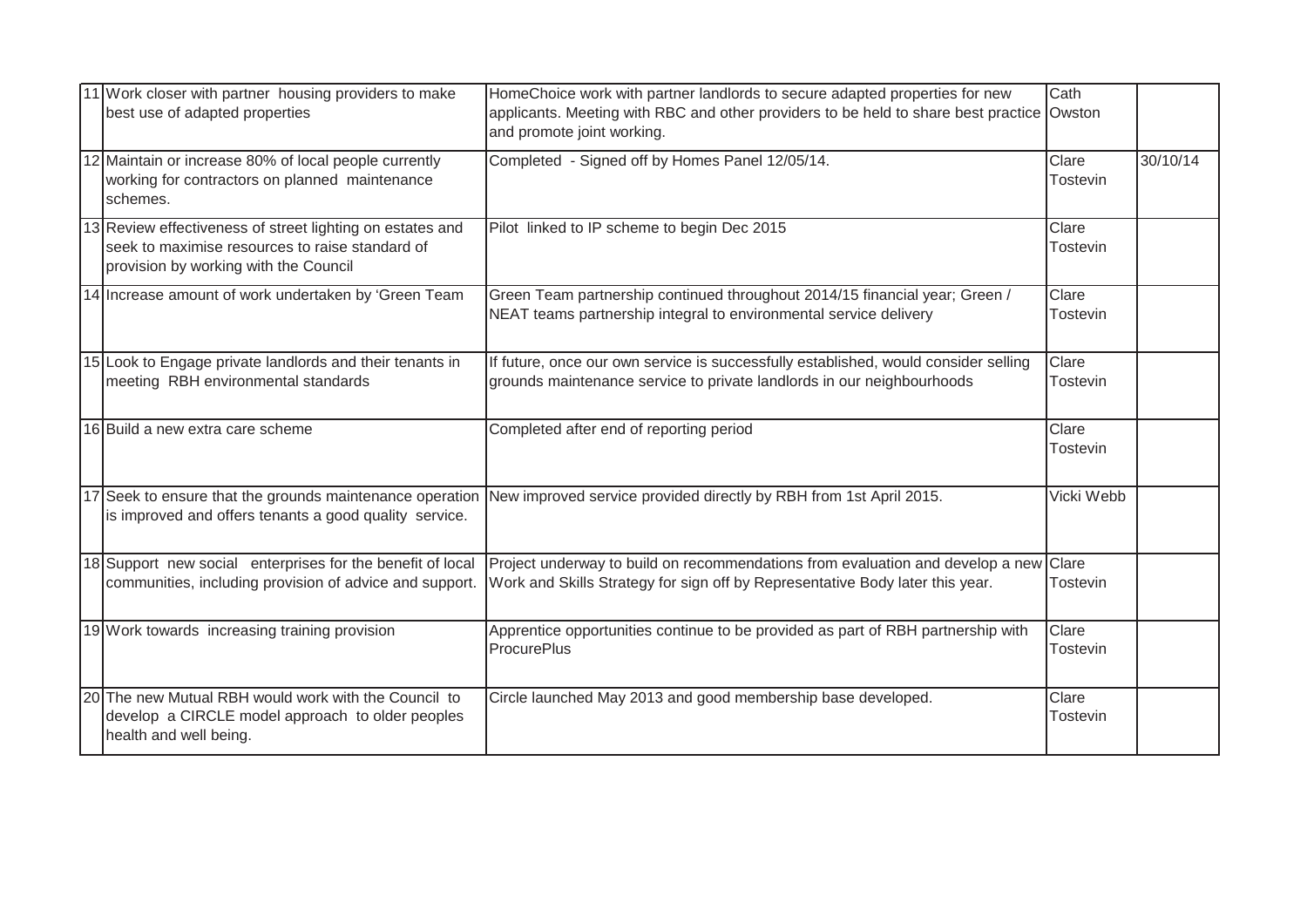| | | | | |
|---|---|---|---|---|
| 11 | Work closer with partner housing providers to make best use of adapted properties | HomeChoice work with partner landlords to secure adapted properties for new applicants. Meeting with RBC and other providers to be held to share best practice and promote joint working. | Cath Owston | |
| 12 | Maintain or increase 80% of local people currently working for contractors on planned maintenance schemes. | Completed - Signed off by Homes Panel 12/05/14. | Clare Tostevin | 30/10/14 |
| 13 | Review effectiveness of street lighting on estates and seek to maximise resources to raise standard of provision by working with the Council | Pilot linked to IP scheme to begin Dec 2015 | Clare Tostevin | |
| 14 | Increase amount of work undertaken by 'Green Team | Green Team partnership continued throughout 2014/15 financial year; Green / NEAT teams partnership integral to environmental service delivery | Clare Tostevin | |
| 15 | Look to Engage private landlords and their tenants in meeting RBH environmental standards | If future, once our own service is successfully established, would consider selling grounds maintenance service to private landlords in our neighbourhoods | Clare Tostevin | |
| 16 | Build a new extra care scheme | Completed after end of reporting period | Clare Tostevin | |
| 17 | Seek to ensure that the grounds maintenance operation is improved and offers tenants a good quality service. | New improved service provided directly by RBH from 1st April 2015. | Vicki Webb | |
| 18 | Support new social enterprises for the benefit of local communities, including provision of advice and support. | Project underway to build on recommendations from evaluation and develop a new Work and Skills Strategy for sign off by Representative Body later this year. | Clare Tostevin | |
| 19 | Work towards increasing training provision | Apprentice opportunities continue to be provided as part of RBH partnership with ProcurePlus | Clare Tostevin | |
| 20 | The new Mutual RBH would work with the Council to develop a CIRCLE model approach to older peoples health and well being. | Circle launched May 2013 and good membership base developed. | Clare Tostevin | |